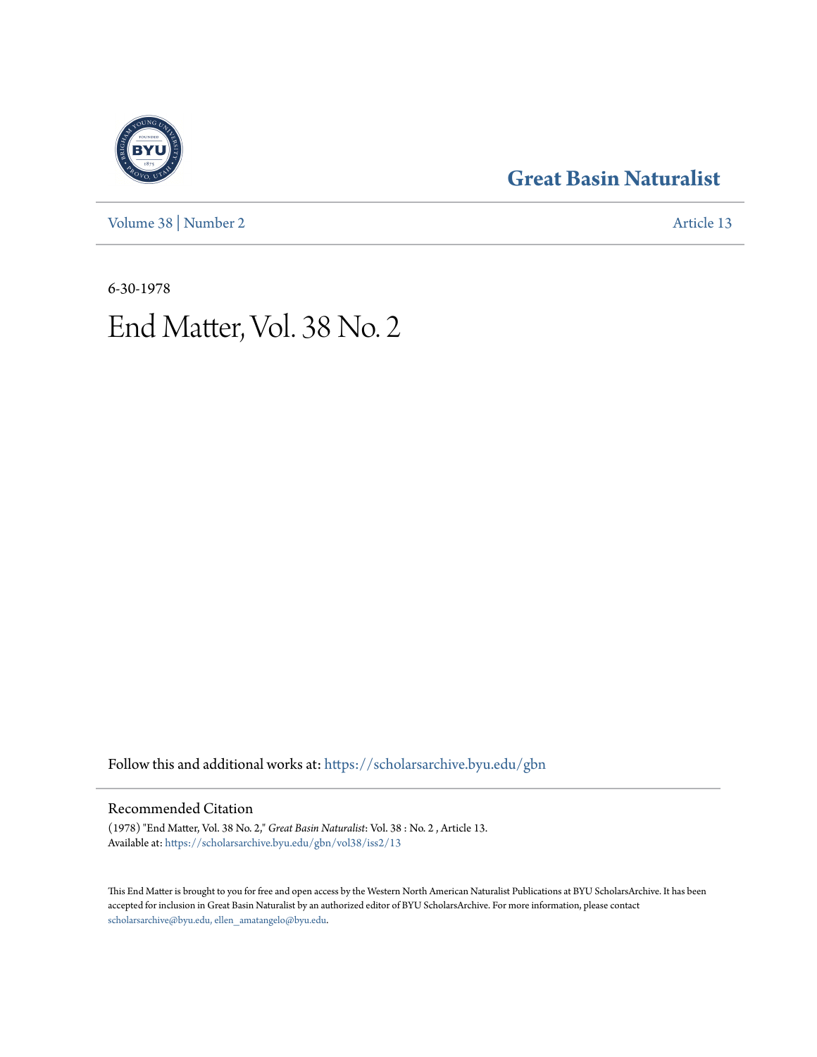# Great Basin Naturalist

Volume 38 | Number 2 Article 13

6-30-1978

# End Matter, Vol. 38 No. 2

Follow this and additional works at: https://scholarsarchive.byu.edu/gbn

## Recommended Citation

(1978) "End Matter, Vol. 38 No. 2," *Great Basin Naturalist*: Vol. 38 : No. 2 , Article 13.
Available at: https://scholarsarchive.byu.edu/gbn/vol38/iss2/13

This End Matter is brought to you for free and open access by the Western North American Naturalist Publications at BYU ScholarsArchive. It has been accepted for inclusion in Great Basin Naturalist by an authorized editor of BYU ScholarsArchive. For more information, please contact scholarsarchive@byu.edu, ellen_amatangelo@byu.edu.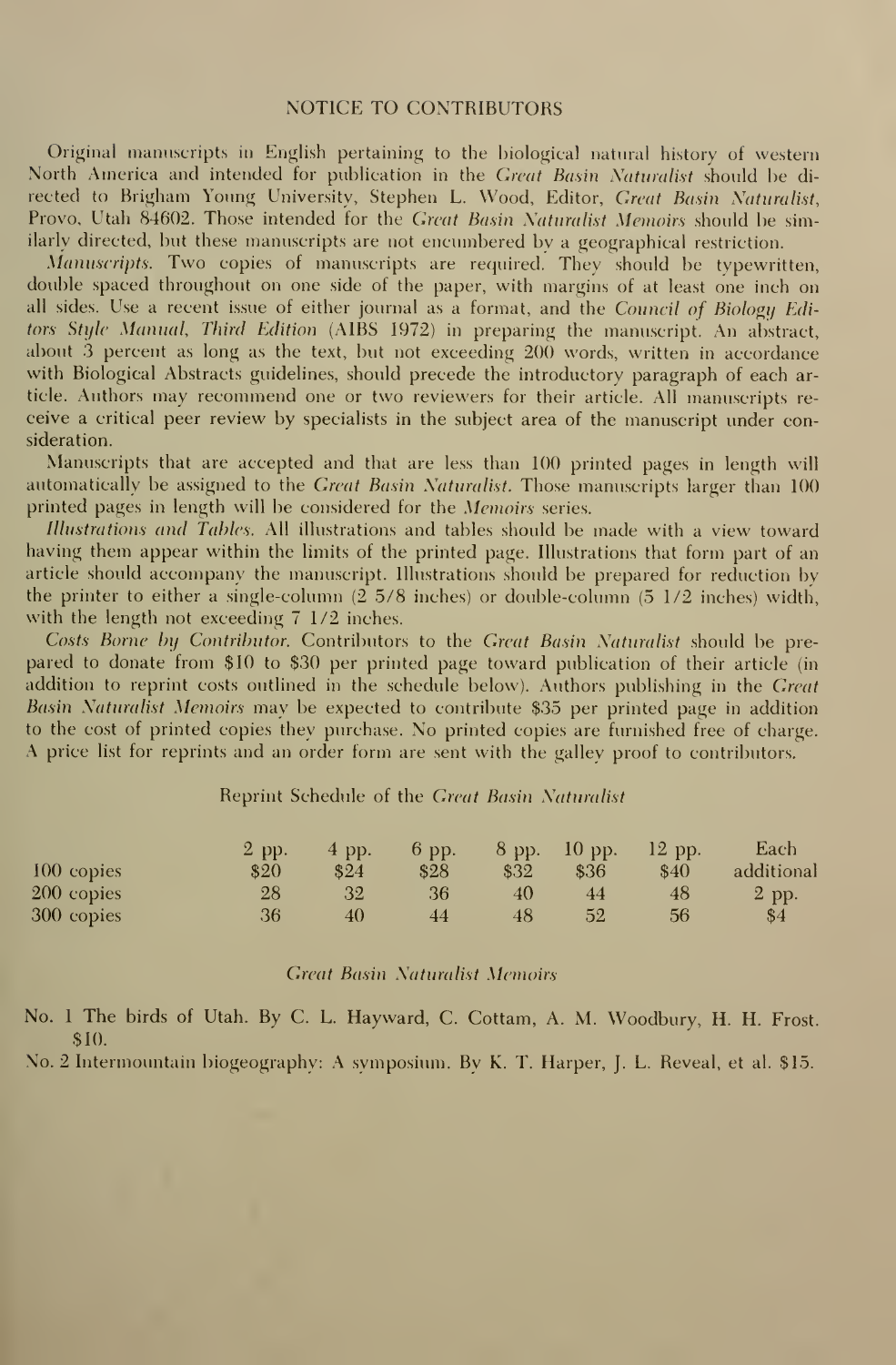## NOTICE TO CONTRIBUTORS

Original manuscripts in English pertaining to the biological natural history of western North America and intended for publication in the *Great Basin Naturalist* should be directed to Brigham Young University, Stephen L. Wood, Editor, *Great Basin Naturalist*, Provo, Utah 84602. Those intended for the *Great Basin Naturalist Memoirs* should be similarly directed, but these manuscripts are not encumbered by a geographical restriction.

*Manuscripts.* Two copies of manuscripts are required. They should be typewritten, double spaced throughout on one side of the paper, with margins of at least one inch on all sides. Use a recent issue of either journal as a format, and the *Council of Biology Editors Style Manual, Third Edition* (AIBS 1972) in preparing the manuscript. An abstract, about 3 percent as long as the text, but not exceeding 200 words, written in accordance with Biological Abstracts guidelines, should precede the introductory paragraph of each article. Authors may recommend one or two reviewers for their article. All manuscripts receive a critical peer review by specialists in the subject area of the manuscript under consideration.

Manuscripts that are accepted and that are less than 100 printed pages in length will automatically be assigned to the *Great Basin Naturalist*. Those manuscripts larger than 100 printed pages in length will be considered for the *Memoirs* series.

*Illustrations and Tables.* All illustrations and tables should be made with a view toward having them appear within the limits of the printed page. Illustrations that form part of an article should accompany the manuscript. Illustrations should be prepared for reduction by the printer to either a single-column (2 5/8 inches) or double-column (5 1/2 inches) width, with the length not exceeding 7 1/2 inches.

*Costs Borne by Contributor.* Contributors to the *Great Basin Naturalist* should be prepared to donate from $10 to $30 per printed page toward publication of their article (in addition to reprint costs outlined in the schedule below). Authors publishing in the *Great Basin Naturalist Memoirs* may be expected to contribute $35 per printed page in addition to the cost of printed copies they purchase. No printed copies are furnished free of charge. A price list for reprints and an order form are sent with the galley proof to contributors.

Reprint Schedule of the *Great Basin Naturalist*

| | 2 pp. | 4 pp. | 6 pp. | 8 pp. | 10 pp. | 12 pp. | Each additional |
|---|---|---|---|---|---|---|---|
| 100 copies | $20 | $24 | $28 | $32 | $36 | $40 | 2 pp. |
| 200 copies | 28 | 32 | 36 | 40 | 44 | 48 | $4 |
| 300 copies | 36 | 40 | 44 | 48 | 52 | 56 | |

*Great Basin Naturalist Memoirs*

No. 1 The birds of Utah. By C. L. Hayward, C. Cottam, A. M. Woodbury, H. H. Frost. $10.

No. 2 Intermountain biogeography: A symposium. By K. T. Harper, J. L. Reveal, et al. $15.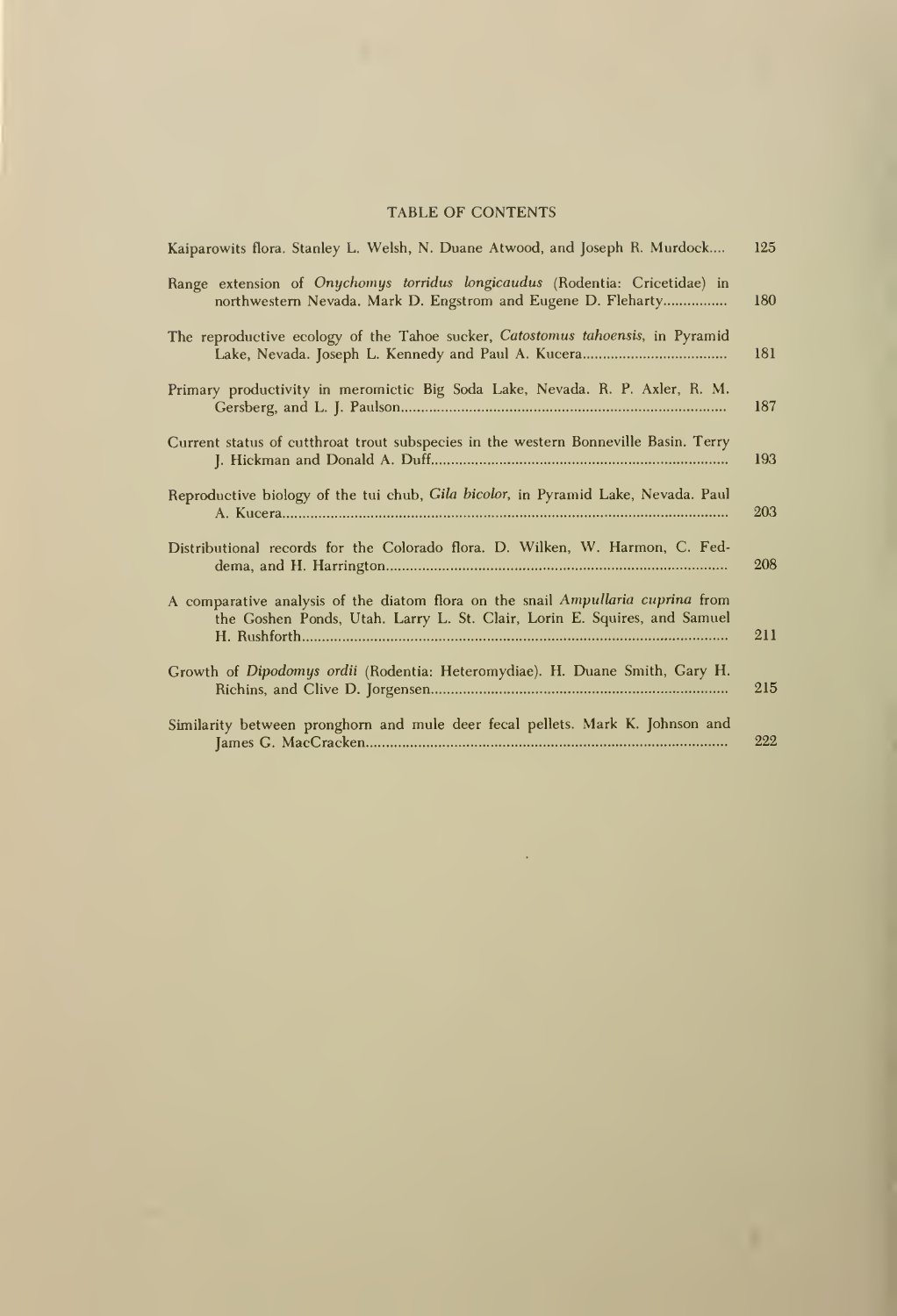## TABLE OF CONTENTS

Kaiparowits flora. Stanley L. Welsh, N. Duane Atwood, and Joseph R. Murdock.... 125

Range extension of *Onychomys torridus longicaudus* (Rodentia: Cricetidae) in northwestern Nevada. Mark D. Engstrom and Eugene D. Fleharty................ 180

The reproductive ecology of the Tahoe sucker, *Catostomus tahoensis*, in Pyramid Lake, Nevada. Joseph L. Kennedy and Paul A. Kucera.................................... 181

Primary productivity in meromictic Big Soda Lake, Nevada. R. P. Axler, R. M. Gersberg, and L. J. Paulson................................................................................ 187

Current status of cutthroat trout subspecies in the western Bonneville Basin. Terry J. Hickman and Donald A. Duff......................................................................... 193

Reproductive biology of the tui chub, *Gila bicolor*, in Pyramid Lake, Nevada. Paul A. Kucera............................................................................................................. 203

Distributional records for the Colorado flora. D. Wilken, W. Harmon, C. Feddema, and H. Harrington.................................................................................... 208

A comparative analysis of the diatom flora on the snail *Ampullaria cuprina* from the Goshen Ponds, Utah. Larry L. St. Clair, Lorin E. Squires, and Samuel H. Rushforth......................................................................................................... 211

Growth of *Dipodomys ordii* (Rodentia: Heteromydiae). H. Duane Smith, Gary H. Richins, and Clive D. Jorgensen........................................................................ 215

Similarity between pronghorn and mule deer fecal pellets. Mark K. Johnson and James G. MacCracken........................................................................................ 222